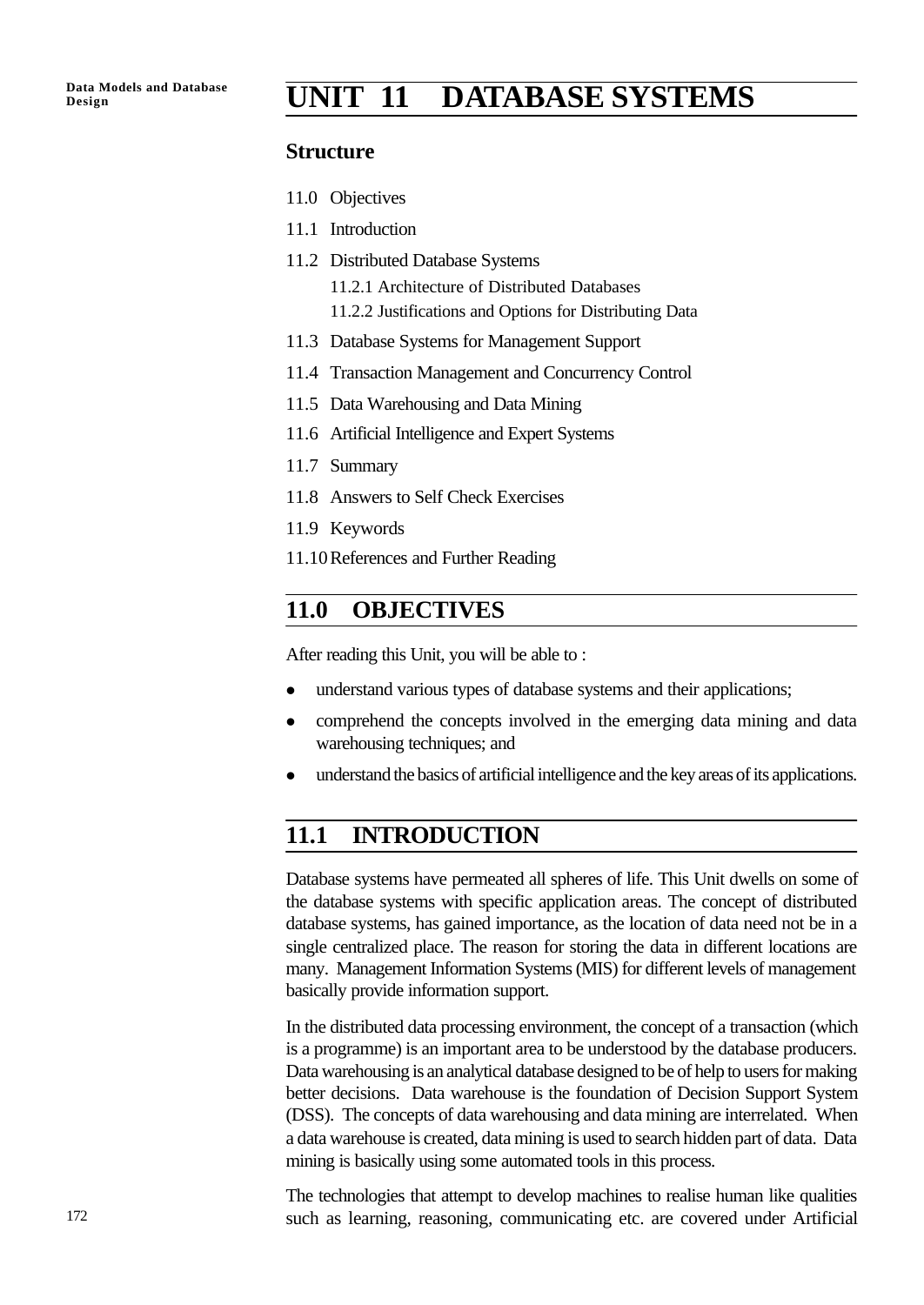# UNIT 11 DATABASE SYSTEMS

## Structure

11.0 Objectives

11.1 Introduction

11.2 Distributed Database Systems

  11.2.1 Architecture of Distributed Databases

  11.2.2 Justifications and Options for Distributing Data

11.3 Database Systems for Management Support

11.4 Transaction Management and Concurrency Control

11.5 Data Warehousing and Data Mining

11.6 Artificial Intelligence and Expert Systems

11.7 Summary

11.8 Answers to Self Check Exercises

11.9 Keywords

11.10 References and Further Reading

## 11.0 OBJECTIVES

After reading this Unit, you will be able to :

- understand various types of database systems and their applications;
- comprehend the concepts involved in the emerging data mining and data warehousing techniques; and
- understand the basics of artificial intelligence and the key areas of its applications.

## 11.1 INTRODUCTION

Database systems have permeated all spheres of life. This Unit dwells on some of the database systems with specific application areas. The concept of distributed database systems, has gained importance, as the location of data need not be in a single centralized place. The reason for storing the data in different locations are many. Management Information Systems (MIS) for different levels of management basically provide information support.

In the distributed data processing environment, the concept of a transaction (which is a programme) is an important area to be understood by the database producers. Data warehousing is an analytical database designed to be of help to users for making better decisions. Data warehouse is the foundation of Decision Support System (DSS). The concepts of data warehousing and data mining are interrelated. When a data warehouse is created, data mining is used to search hidden part of data. Data mining is basically using some automated tools in this process.

The technologies that attempt to develop machines to realise human like qualities such as learning, reasoning, communicating etc. are covered under Artificial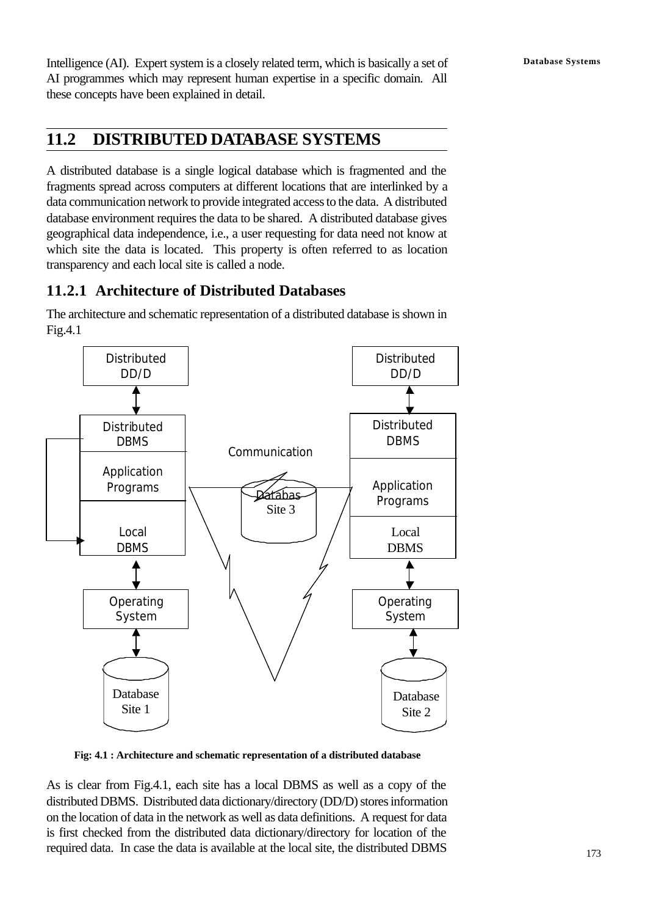Intelligence (AI). Expert system is a closely related term, which is basically a set of AI programmes which may represent human expertise in a specific domain. All these concepts have been explained in detail.

## 11.2 DISTRIBUTED DATABASE SYSTEMS

A distributed database is a single logical database which is fragmented and the fragments spread across computers at different locations that are interlinked by a data communication network to provide integrated access to the data. A distributed database environment requires the data to be shared. A distributed database gives geographical data independence, i.e., a user requesting for data need not know at which site the data is located. This property is often referred to as location transparency and each local site is called a node.

### 11.2.1 Architecture of Distributed Databases

The architecture and schematic representation of a distributed database is shown in Fig.4.1

Distributed DD/D | Distributed DBMS | Application Programs | Local DBMS | Operating System | Database Site 1

Communication | Databas Site 3

Distributed DD/D | Distributed DBMS | Application Programs | Local DBMS | Operating System | Database Site 2

**Fig: 4.1 : Architecture and schematic representation of a distributed database**

As is clear from Fig.4.1, each site has a local DBMS as well as a copy of the distributed DBMS. Distributed data dictionary/directory (DD/D) stores information on the location of data in the network as well as data definitions. A request for data is first checked from the distributed data dictionary/directory for location of the required data. In case the data is available at the local site, the distributed DBMS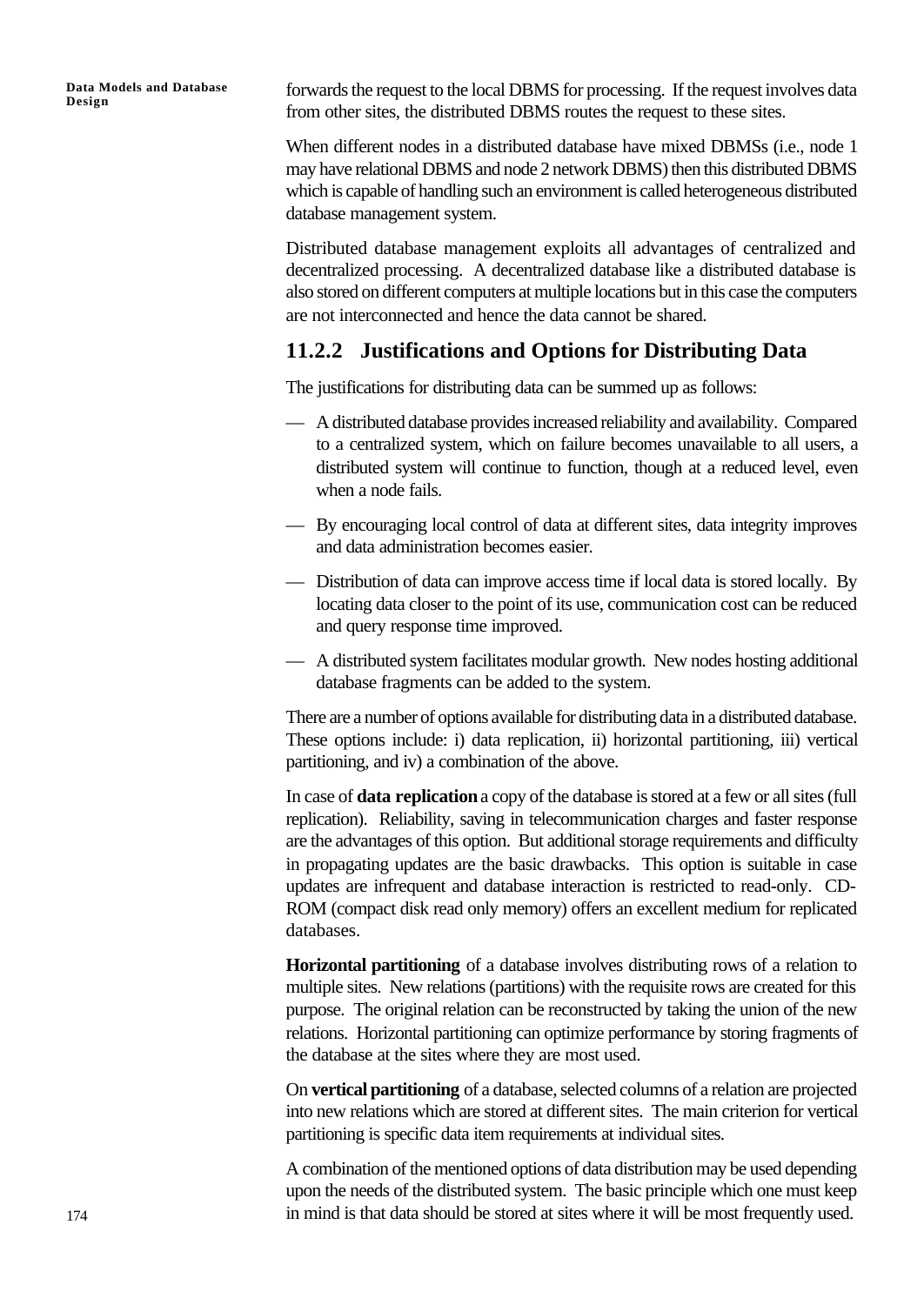forwards the request to the local DBMS for processing. If the request involves data from other sites, the distributed DBMS routes the request to these sites.

When different nodes in a distributed database have mixed DBMSs (i.e., node 1 may have relational DBMS and node 2 network DBMS) then this distributed DBMS which is capable of handling such an environment is called heterogeneous distributed database management system.

Distributed database management exploits all advantages of centralized and decentralized processing. A decentralized database like a distributed database is also stored on different computers at multiple locations but in this case the computers are not interconnected and hence the data cannot be shared.

## 11.2.2 Justifications and Options for Distributing Data

The justifications for distributing data can be summed up as follows:

— A distributed database provides increased reliability and availability. Compared to a centralized system, which on failure becomes unavailable to all users, a distributed system will continue to function, though at a reduced level, even when a node fails.

— By encouraging local control of data at different sites, data integrity improves and data administration becomes easier.

— Distribution of data can improve access time if local data is stored locally. By locating data closer to the point of its use, communication cost can be reduced and query response time improved.

— A distributed system facilitates modular growth. New nodes hosting additional database fragments can be added to the system.

There are a number of options available for distributing data in a distributed database. These options include: i) data replication, ii) horizontal partitioning, iii) vertical partitioning, and iv) a combination of the above.

In case of **data replication** a copy of the database is stored at a few or all sites (full replication). Reliability, saving in telecommunication charges and faster response are the advantages of this option. But additional storage requirements and difficulty in propagating updates are the basic drawbacks. This option is suitable in case updates are infrequent and database interaction is restricted to read-only. CD-ROM (compact disk read only memory) offers an excellent medium for replicated databases.

**Horizontal partitioning** of a database involves distributing rows of a relation to multiple sites. New relations (partitions) with the requisite rows are created for this purpose. The original relation can be reconstructed by taking the union of the new relations. Horizontal partitioning can optimize performance by storing fragments of the database at the sites where they are most used.

On **vertical partitioning** of a database, selected columns of a relation are projected into new relations which are stored at different sites. The main criterion for vertical partitioning is specific data item requirements at individual sites.

A combination of the mentioned options of data distribution may be used depending upon the needs of the distributed system. The basic principle which one must keep in mind is that data should be stored at sites where it will be most frequently used.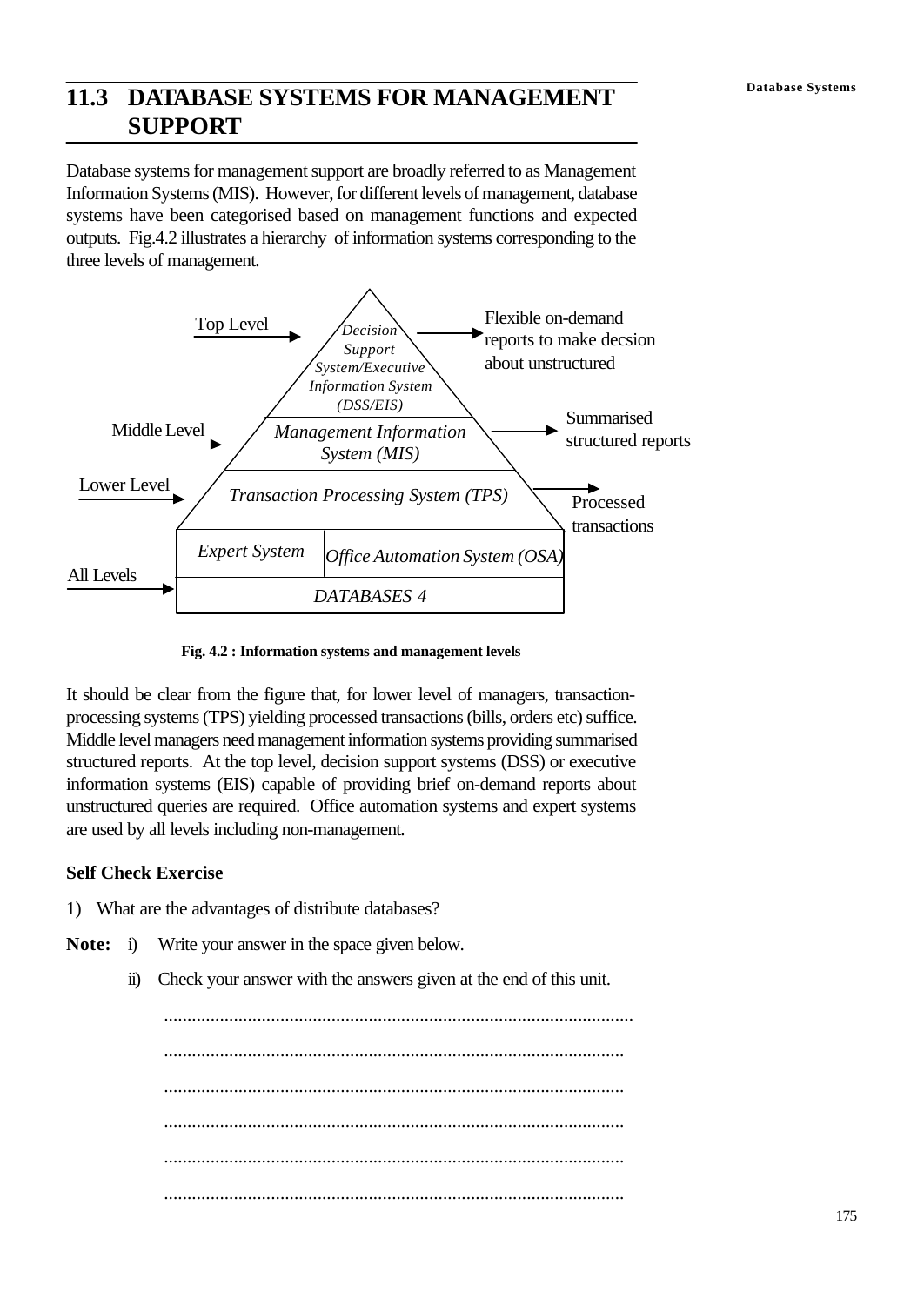## 11.3 DATABASE SYSTEMS FOR MANAGEMENT SUPPORT

Database systems for management support are broadly referred to as Management Information Systems (MIS). However, for different levels of management, database systems have been categorised based on management functions and expected outputs. Fig.4.2 illustrates a hierarchy of information systems corresponding to the three levels of management.

Top Level → *Decision Support System/Executive Information System (DSS/EIS)* → Flexible on-demand reports to make decsion about unstructured

Middle Level → *Management Information System (MIS)* → Summarised structured reports

Lower Level → *Transaction Processing System (TPS)* → Processed transactions

*Expert System* | *Office Automation System (OSA)*

All Levels → *DATABASES 4*

**Fig. 4.2 : Information systems and management levels**

It should be clear from the figure that, for lower level of managers, transaction-processing systems (TPS) yielding processed transactions (bills, orders etc) suffice. Middle level managers need management information systems providing summarised structured reports. At the top level, decision support systems (DSS) or executive information systems (EIS) capable of providing brief on-demand reports about unstructured queries are required. Office automation systems and expert systems are used by all levels including non-management.

**Self Check Exercise**

1) What are the advantages of distribute databases?

**Note:** i) Write your answer in the space given below.

ii) Check your answer with the answers given at the end of this unit.

..................................................................................................

..................................................................................................

..................................................................................................

..................................................................................................

..................................................................................................

..................................................................................................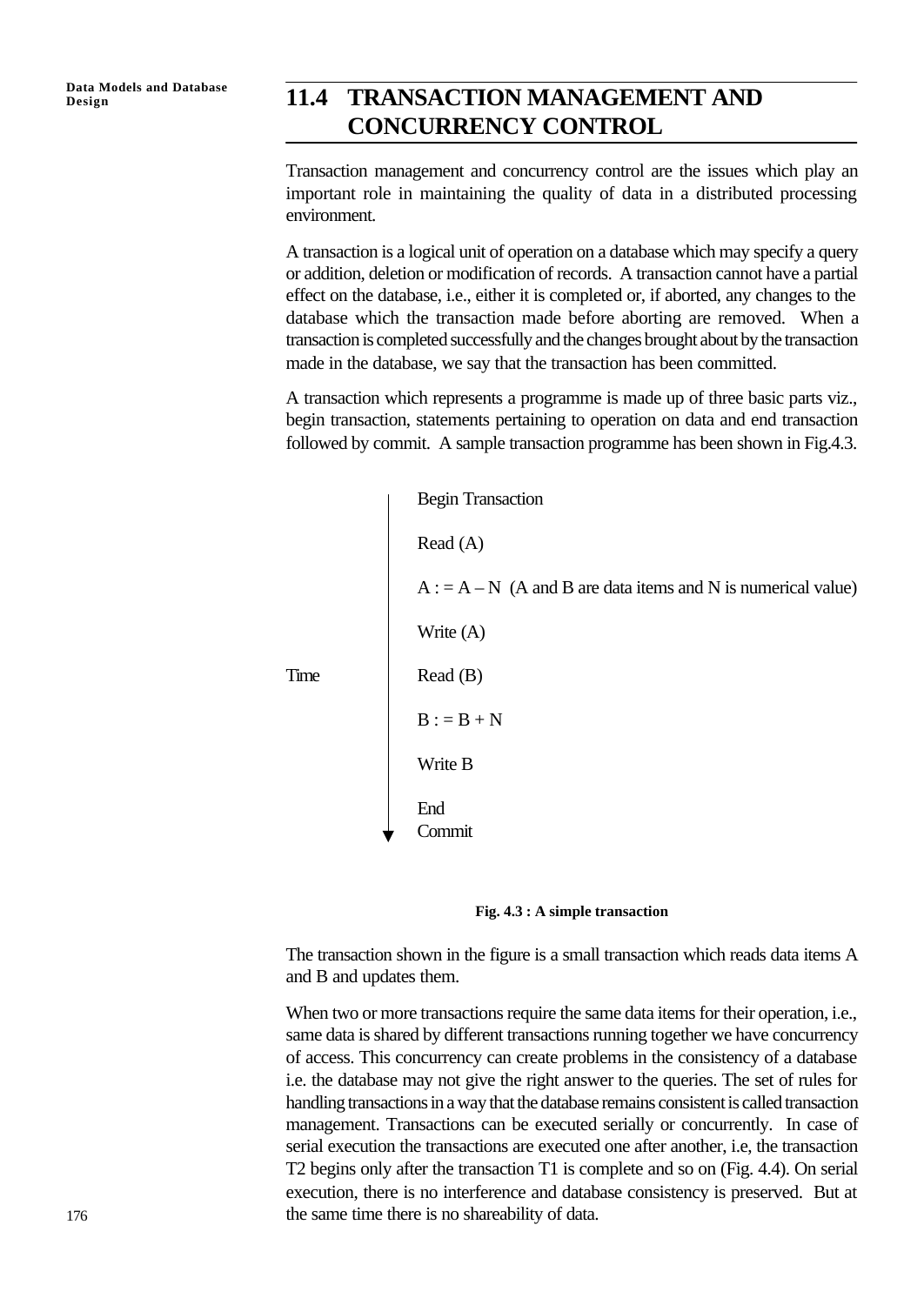## 11.4 TRANSACTION MANAGEMENT AND CONCURRENCY CONTROL

Transaction management and concurrency control are the issues which play an important role in maintaining the quality of data in a distributed processing environment.

A transaction is a logical unit of operation on a database which may specify a query or addition, deletion or modification of records. A transaction cannot have a partial effect on the database, i.e., either it is completed or, if aborted, any changes to the database which the transaction made before aborting are removed. When a transaction is completed successfully and the changes brought about by the transaction made in the database, we say that the transaction has been committed.

A transaction which represents a programme is made up of three basic parts viz., begin transaction, statements pertaining to operation on data and end transaction followed by commit. A sample transaction programme has been shown in Fig.4.3.

```
        |  Begin Transaction
        |
        |  Read (A)
        |
        |  A : = A – N  (A and B are data items and N is numerical value)
        |
        |  Write (A)
        |
Time    |  Read (B)
        |
        |  B : = B + N
        |
        |  Write B
        |
        |  End
        v  Commit
```

**Fig. 4.3 : A simple transaction**

The transaction shown in the figure is a small transaction which reads data items A and B and updates them.

When two or more transactions require the same data items for their operation, i.e., same data is shared by different transactions running together we have concurrency of access. This concurrency can create problems in the consistency of a database i.e. the database may not give the right answer to the queries. The set of rules for handling transactions in a way that the database remains consistent is called transaction management. Transactions can be executed serially or concurrently. In case of serial execution the transactions are executed one after another, i.e, the transaction T2 begins only after the transaction T1 is complete and so on (Fig. 4.4). On serial execution, there is no interference and database consistency is preserved. But at the same time there is no shareability of data.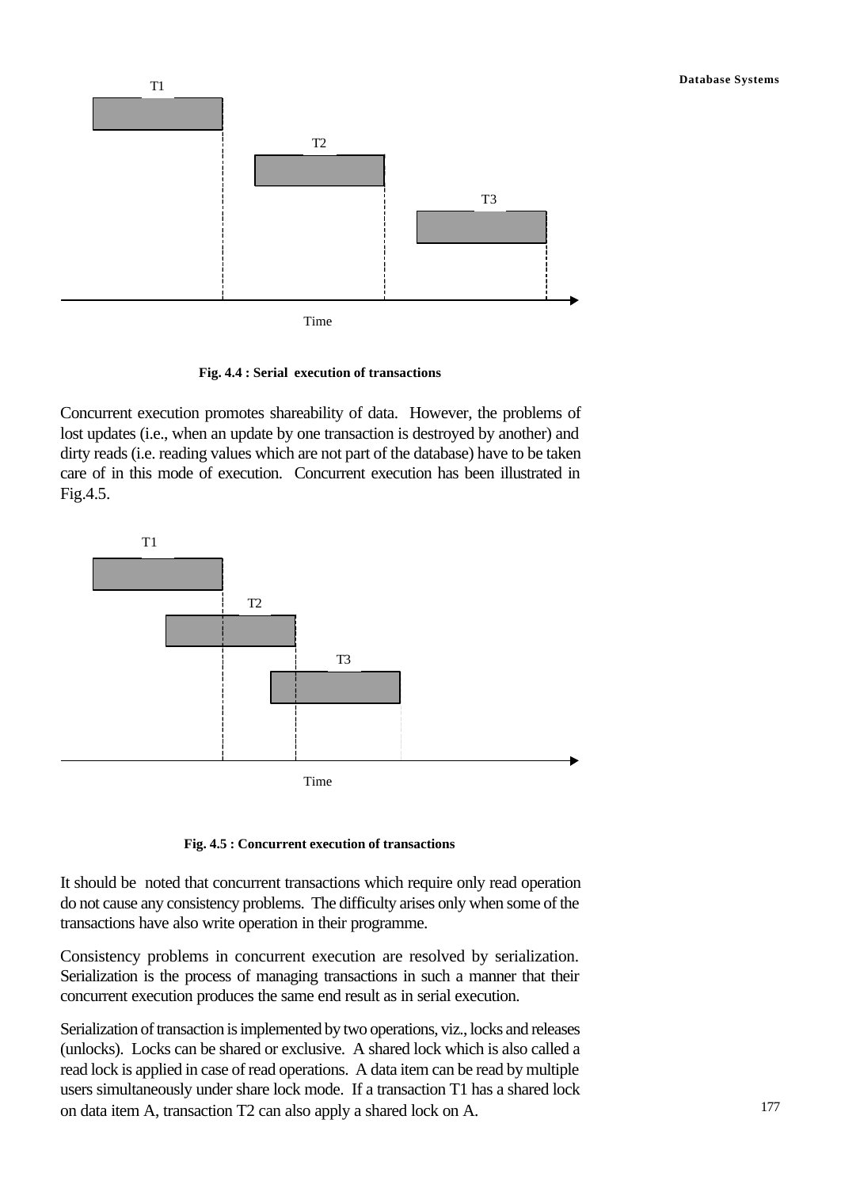Fig. 4.4 : Serial execution of transactions

Concurrent execution promotes shareability of data. However, the problems of lost updates (i.e., when an update by one transaction is destroyed by another) and dirty reads (i.e. reading values which are not part of the database) have to be taken care of in this mode of execution. Concurrent execution has been illustrated in Fig.4.5.

Fig. 4.5 : Concurrent execution of transactions

It should be noted that concurrent transactions which require only read operation do not cause any consistency problems. The difficulty arises only when some of the transactions have also write operation in their programme.

Consistency problems in concurrent execution are resolved by serialization. Serialization is the process of managing transactions in such a manner that their concurrent execution produces the same end result as in serial execution.

Serialization of transaction is implemented by two operations, viz., locks and releases (unlocks). Locks can be shared or exclusive. A shared lock which is also called a read lock is applied in case of read operations. A data item can be read by multiple users simultaneously under share lock mode. If a transaction T1 has a shared lock on data item A, transaction T2 can also apply a shared lock on A.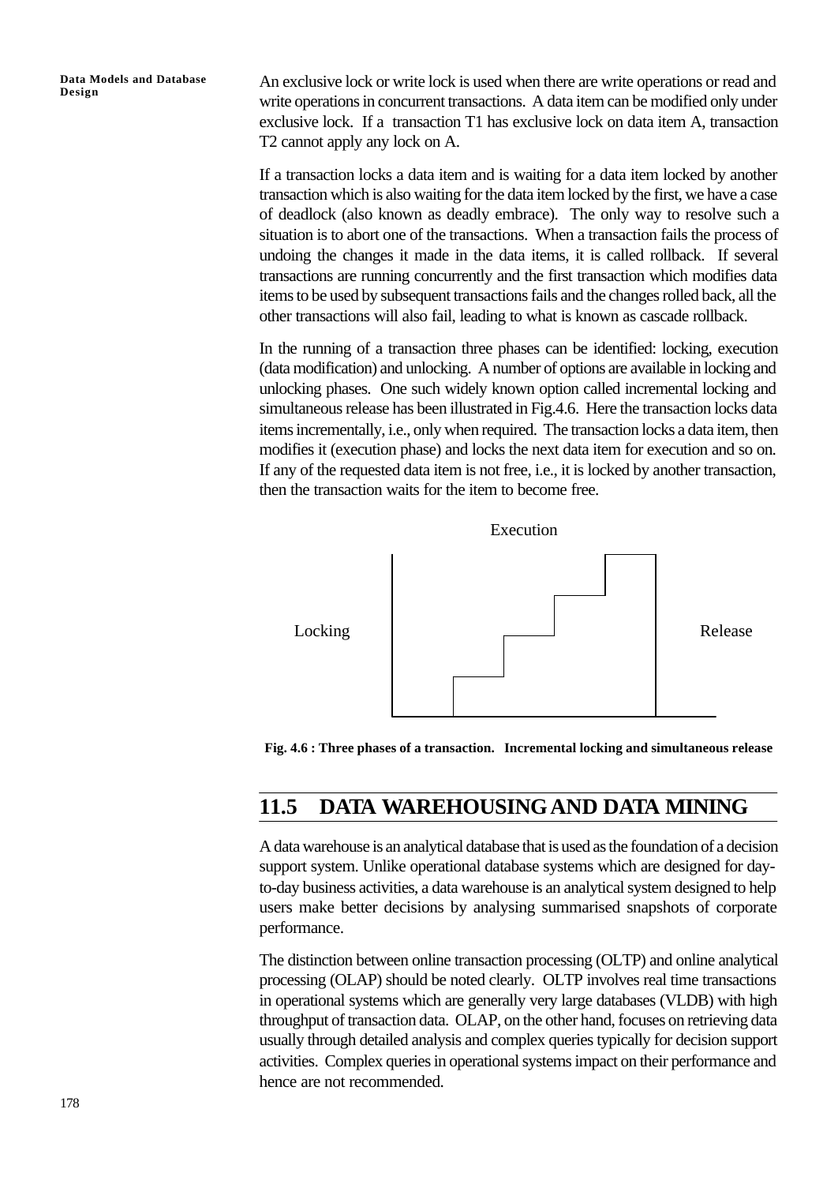An exclusive lock or write lock is used when there are write operations or read and write operations in concurrent transactions. A data item can be modified only under exclusive lock. If a transaction T1 has exclusive lock on data item A, transaction T2 cannot apply any lock on A.

If a transaction locks a data item and is waiting for a data item locked by another transaction which is also waiting for the data item locked by the first, we have a case of deadlock (also known as deadly embrace). The only way to resolve such a situation is to abort one of the transactions. When a transaction fails the process of undoing the changes it made in the data items, it is called rollback. If several transactions are running concurrently and the first transaction which modifies data items to be used by subsequent transactions fails and the changes rolled back, all the other transactions will also fail, leading to what is known as cascade rollback.

In the running of a transaction three phases can be identified: locking, execution (data modification) and unlocking. A number of options are available in locking and unlocking phases. One such widely known option called incremental locking and simultaneous release has been illustrated in Fig.4.6. Here the transaction locks data items incrementally, i.e., only when required. The transaction locks a data item, then modifies it (execution phase) and locks the next data item for execution and so on. If any of the requested data item is not free, i.e., it is locked by another transaction, then the transaction waits for the item to become free.

Execution

Locking

Release

**Fig. 4.6 : Three phases of a transaction. Incremental locking and simultaneous release**

## 11.5 DATA WAREHOUSING AND DATA MINING

A data warehouse is an analytical database that is used as the foundation of a decision support system. Unlike operational database systems which are designed for day-to-day business activities, a data warehouse is an analytical system designed to help users make better decisions by analysing summarised snapshots of corporate performance.

The distinction between online transaction processing (OLTP) and online analytical processing (OLAP) should be noted clearly. OLTP involves real time transactions in operational systems which are generally very large databases (VLDB) with high throughput of transaction data. OLAP, on the other hand, focuses on retrieving data usually through detailed analysis and complex queries typically for decision support activities. Complex queries in operational systems impact on their performance and hence are not recommended.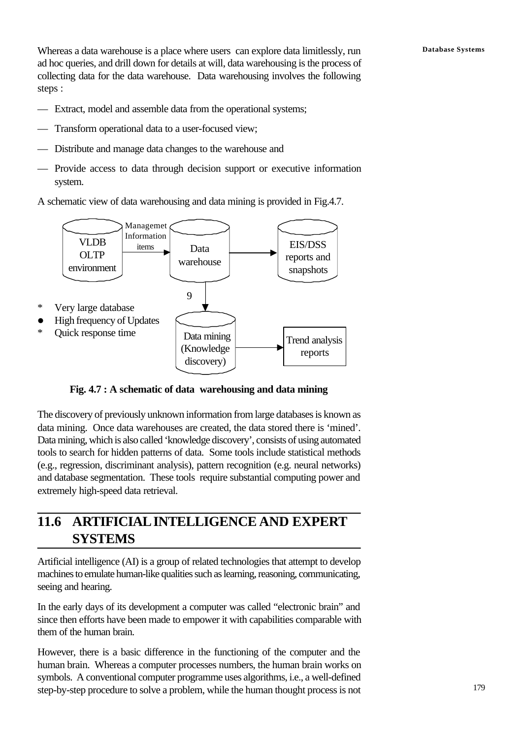Whereas a data warehouse is a place where users can explore data limitlessly, run ad hoc queries, and drill down for details at will, data warehousing is the process of collecting data for the data warehouse. Data warehousing involves the following steps :

— Extract, model and assemble data from the operational systems;

— Transform operational data to a user-focused view;

— Distribute and manage data changes to the warehouse and

— Provide access to data through decision support or executive information system.

A schematic view of data warehousing and data mining is provided in Fig.4.7.

VLDB OLTP environment → (Managemet Information items) → Data warehouse → EIS/DSS reports and snapshots

Data warehouse → (9) → Data mining (Knowledge discovery) → Trend analysis reports

* Very large database
* High frequency of Updates
* Quick response time

**Fig. 4.7 : A schematic of data warehousing and data mining**

The discovery of previously unknown information from large databases is known as data mining. Once data warehouses are created, the data stored there is 'mined'. Data mining, which is also called 'knowledge discovery', consists of using automated tools to search for hidden patterns of data. Some tools include statistical methods (e.g., regression, discriminant analysis), pattern recognition (e.g. neural networks) and database segmentation. These tools require substantial computing power and extremely high-speed data retrieval.

## 11.6 ARTIFICIAL INTELLIGENCE AND EXPERT SYSTEMS

Artificial intelligence (AI) is a group of related technologies that attempt to develop machines to emulate human-like qualities such as learning, reasoning, communicating, seeing and hearing.

In the early days of its development a computer was called "electronic brain" and since then efforts have been made to empower it with capabilities comparable with them of the human brain.

However, there is a basic difference in the functioning of the computer and the human brain. Whereas a computer processes numbers, the human brain works on symbols. A conventional computer programme uses algorithms, i.e., a well-defined step-by-step procedure to solve a problem, while the human thought process is not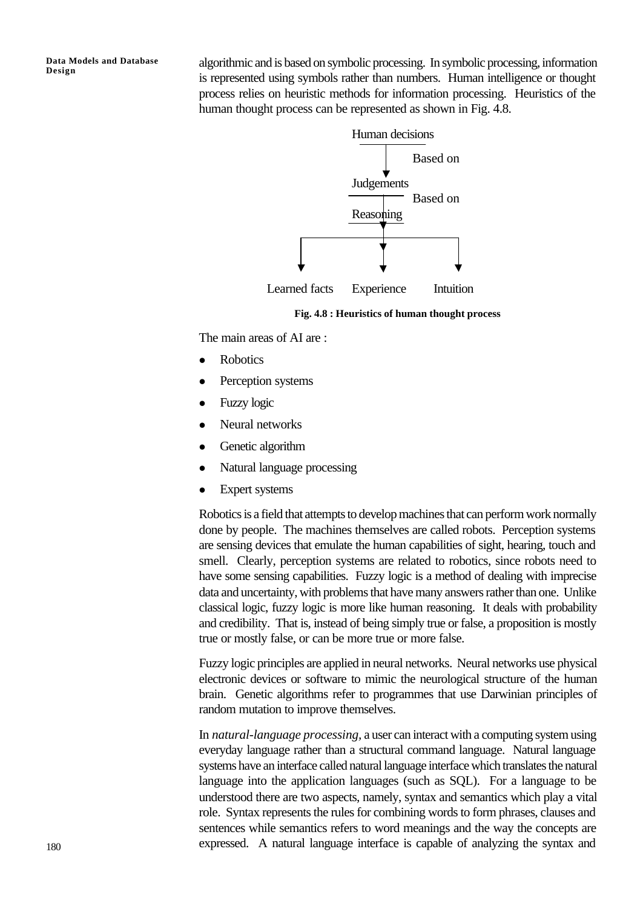algorithmic and is based on symbolic processing. In symbolic processing, information is represented using symbols rather than numbers. Human intelligence or thought process relies on heuristic methods for information processing. Heuristics of the human thought process can be represented as shown in Fig. 4.8.

```
Human decisions
      |
      |  Based on
      v
  Judgements
      |  Based on
  Reasoning
      |
 +----+----+
 |    |    |
 v    v    v
Learned facts   Experience   Intuition
```

**Fig. 4.8 : Heuristics of human thought process**

The main areas of AI are :

- Robotics
- Perception systems
- Fuzzy logic
- Neural networks
- Genetic algorithm
- Natural language processing
- Expert systems

Robotics is a field that attempts to develop machines that can perform work normally done by people. The machines themselves are called robots. Perception systems are sensing devices that emulate the human capabilities of sight, hearing, touch and smell. Clearly, perception systems are related to robotics, since robots need to have some sensing capabilities. Fuzzy logic is a method of dealing with imprecise data and uncertainty, with problems that have many answers rather than one. Unlike classical logic, fuzzy logic is more like human reasoning. It deals with probability and credibility. That is, instead of being simply true or false, a proposition is mostly true or mostly false, or can be more true or more false.

Fuzzy logic principles are applied in neural networks. Neural networks use physical electronic devices or software to mimic the neurological structure of the human brain. Genetic algorithms refer to programmes that use Darwinian principles of random mutation to improve themselves.

In *natural-language processing,* a user can interact with a computing system using everyday language rather than a structural command language. Natural language systems have an interface called natural language interface which translates the natural language into the application languages (such as SQL). For a language to be understood there are two aspects, namely, syntax and semantics which play a vital role. Syntax represents the rules for combining words to form phrases, clauses and sentences while semantics refers to word meanings and the way the concepts are expressed. A natural language interface is capable of analyzing the syntax and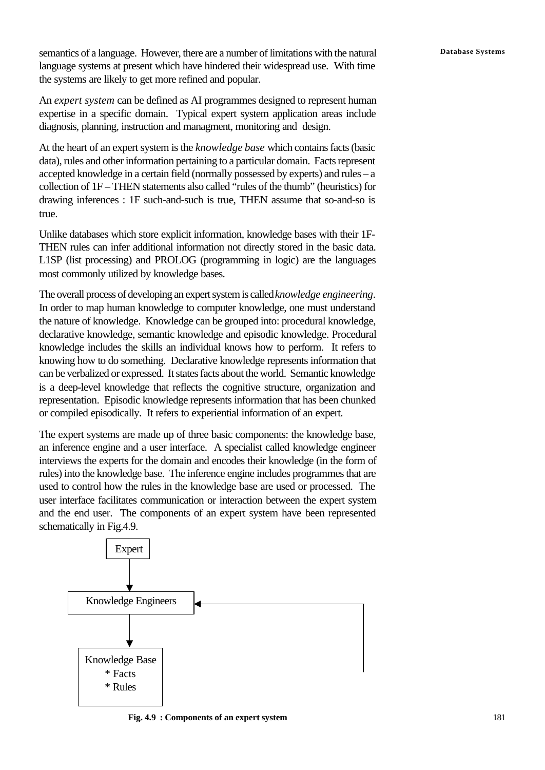semantics of a language. However, there are a number of limitations with the natural language systems at present which have hindered their widespread use. With time the systems are likely to get more refined and popular.

An *expert system* can be defined as AI programmes designed to represent human expertise in a specific domain. Typical expert system application areas include diagnosis, planning, instruction and managment, monitoring and design.

At the heart of an expert system is the *knowledge base* which contains facts (basic data), rules and other information pertaining to a particular domain. Facts represent accepted knowledge in a certain field (normally possessed by experts) and rules – a collection of 1F – THEN statements also called "rules of the thumb" (heuristics) for drawing inferences : 1F such-and-such is true, THEN assume that so-and-so is true.

Unlike databases which store explicit information, knowledge bases with their 1F-THEN rules can infer additional information not directly stored in the basic data. L1SP (list processing) and PROLOG (programming in logic) are the languages most commonly utilized by knowledge bases.

The overall process of developing an expert system is called *knowledge engineering*. In order to map human knowledge to computer knowledge, one must understand the nature of knowledge. Knowledge can be grouped into: procedural knowledge, declarative knowledge, semantic knowledge and episodic knowledge. Procedural knowledge includes the skills an individual knows how to perform. It refers to knowing how to do something. Declarative knowledge represents information that can be verbalized or expressed. It states facts about the world. Semantic knowledge is a deep-level knowledge that reflects the cognitive structure, organization and representation. Episodic knowledge represents information that has been chunked or compiled episodically. It refers to experiential information of an expert.

The expert systems are made up of three basic components: the knowledge base, an inference engine and a user interface. A specialist called knowledge engineer interviews the experts for the domain and encodes their knowledge (in the form of rules) into the knowledge base. The inference engine includes programmes that are used to control how the rules in the knowledge base are used or processed. The user interface facilitates communication or interaction between the expert system and the end user. The components of an expert system have been represented schematically in Fig.4.9.

Expert

Knowledge Engineers

Knowledge Base
* Facts
* Rules

**Fig. 4.9 : Components of an expert system**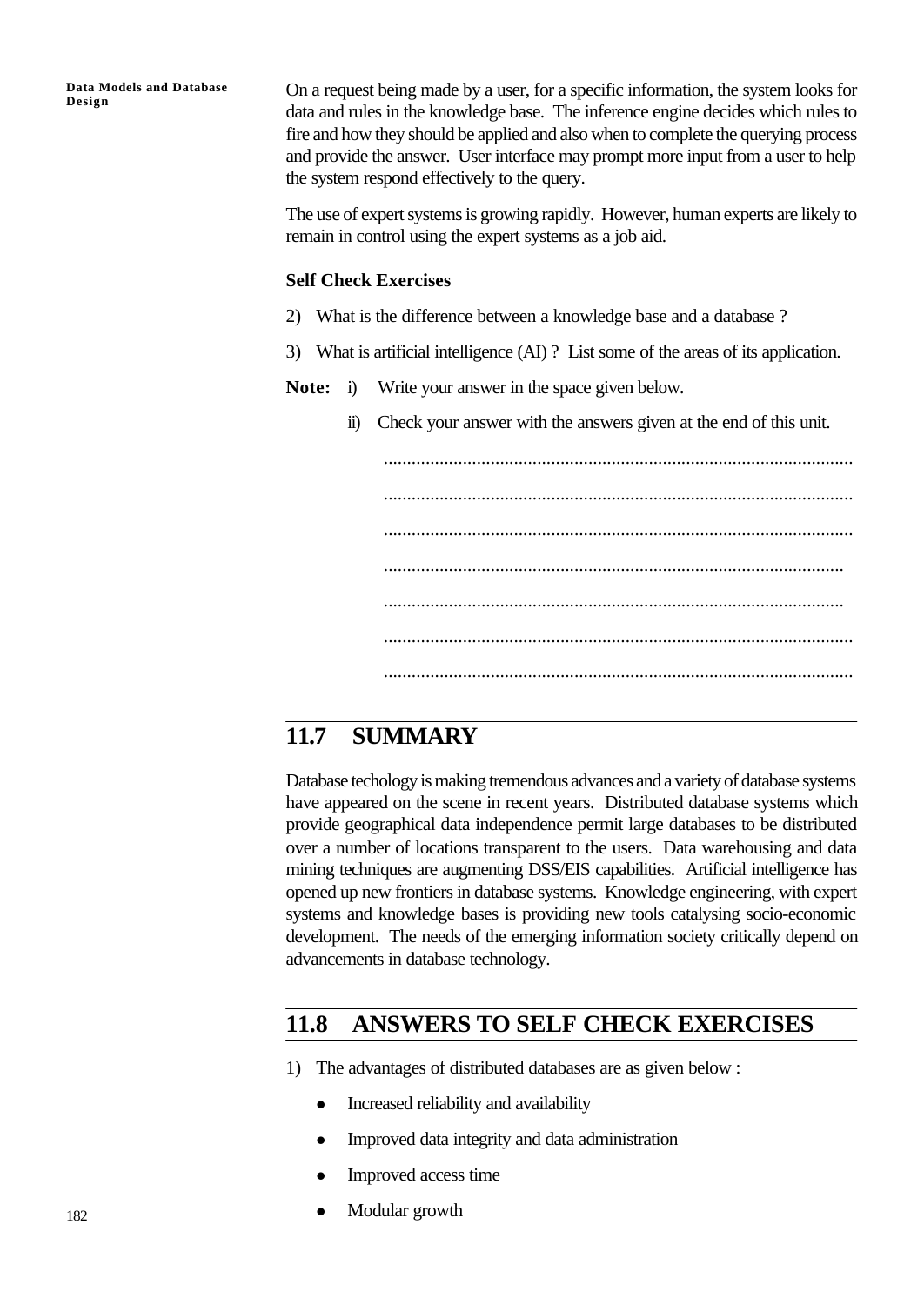On a request being made by a user, for a specific information, the system looks for data and rules in the knowledge base. The inference engine decides which rules to fire and how they should be applied and also when to complete the querying process and provide the answer. User interface may prompt more input from a user to help the system respond effectively to the query.

The use of expert systems is growing rapidly. However, human experts are likely to remain in control using the expert systems as a job aid.

**Self Check Exercises**

2) What is the difference between a knowledge base and a database ?

3) What is artificial intelligence (AI) ? List some of the areas of its application.

**Note:** i) Write your answer in the space given below.

ii) Check your answer with the answers given at the end of this unit.

.....................................................................................................

.....................................................................................................

.....................................................................................................

...................................................................................................

...................................................................................................

.....................................................................................................

.....................................................................................................

## 11.7 SUMMARY

Database techology is making tremendous advances and a variety of database systems have appeared on the scene in recent years. Distributed database systems which provide geographical data independence permit large databases to be distributed over a number of locations transparent to the users. Data warehousing and data mining techniques are augmenting DSS/EIS capabilities. Artificial intelligence has opened up new frontiers in database systems. Knowledge engineering, with expert systems and knowledge bases is providing new tools catalysing socio-economic development. The needs of the emerging information society critically depend on advancements in database technology.

## 11.8 ANSWERS TO SELF CHECK EXERCISES

1) The advantages of distributed databases are as given below :

- Increased reliability and availability
- Improved data integrity and data administration
- Improved access time
- Modular growth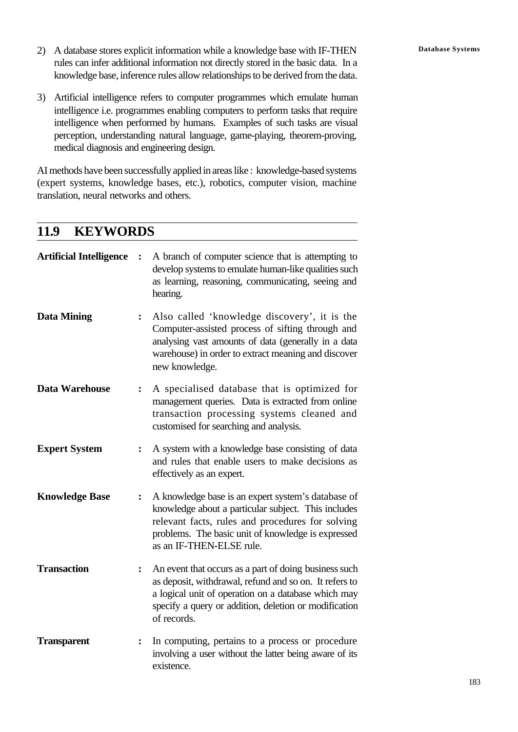2) A database stores explicit information while a knowledge base with IF-THEN rules can infer additional information not directly stored in the basic data. In a knowledge base, inference rules allow relationships to be derived from the data.

3) Artificial intelligence refers to computer programmes which emulate human intelligence i.e. programmes enabling computers to perform tasks that require intelligence when performed by humans. Examples of such tasks are visual perception, understanding natural language, game-playing, theorem-proving, medical diagnosis and engineering design.

AI methods have been successfully applied in areas like : knowledge-based systems (expert systems, knowledge bases, etc.), robotics, computer vision, machine translation, neural networks and others.

## 11.9 KEYWORDS

**Artificial Intelligence** : A branch of computer science that is attempting to develop systems to emulate human-like qualities such as learning, reasoning, communicating, seeing and hearing.

**Data Mining** : Also called 'knowledge discovery', it is the Computer-assisted process of sifting through and analysing vast amounts of data (generally in a data warehouse) in order to extract meaning and discover new knowledge.

**Data Warehouse** : A specialised database that is optimized for management queries. Data is extracted from online transaction processing systems cleaned and customised for searching and analysis.

**Expert System** : A system with a knowledge base consisting of data and rules that enable users to make decisions as effectively as an expert.

**Knowledge Base** : A knowledge base is an expert system's database of knowledge about a particular subject. This includes relevant facts, rules and procedures for solving problems. The basic unit of knowledge is expressed as an IF-THEN-ELSE rule.

**Transaction** : An event that occurs as a part of doing business such as deposit, withdrawal, refund and so on. It refers to a logical unit of operation on a database which may specify a query or addition, deletion or modification of records.

**Transparent** : In computing, pertains to a process or procedure involving a user without the latter being aware of its existence.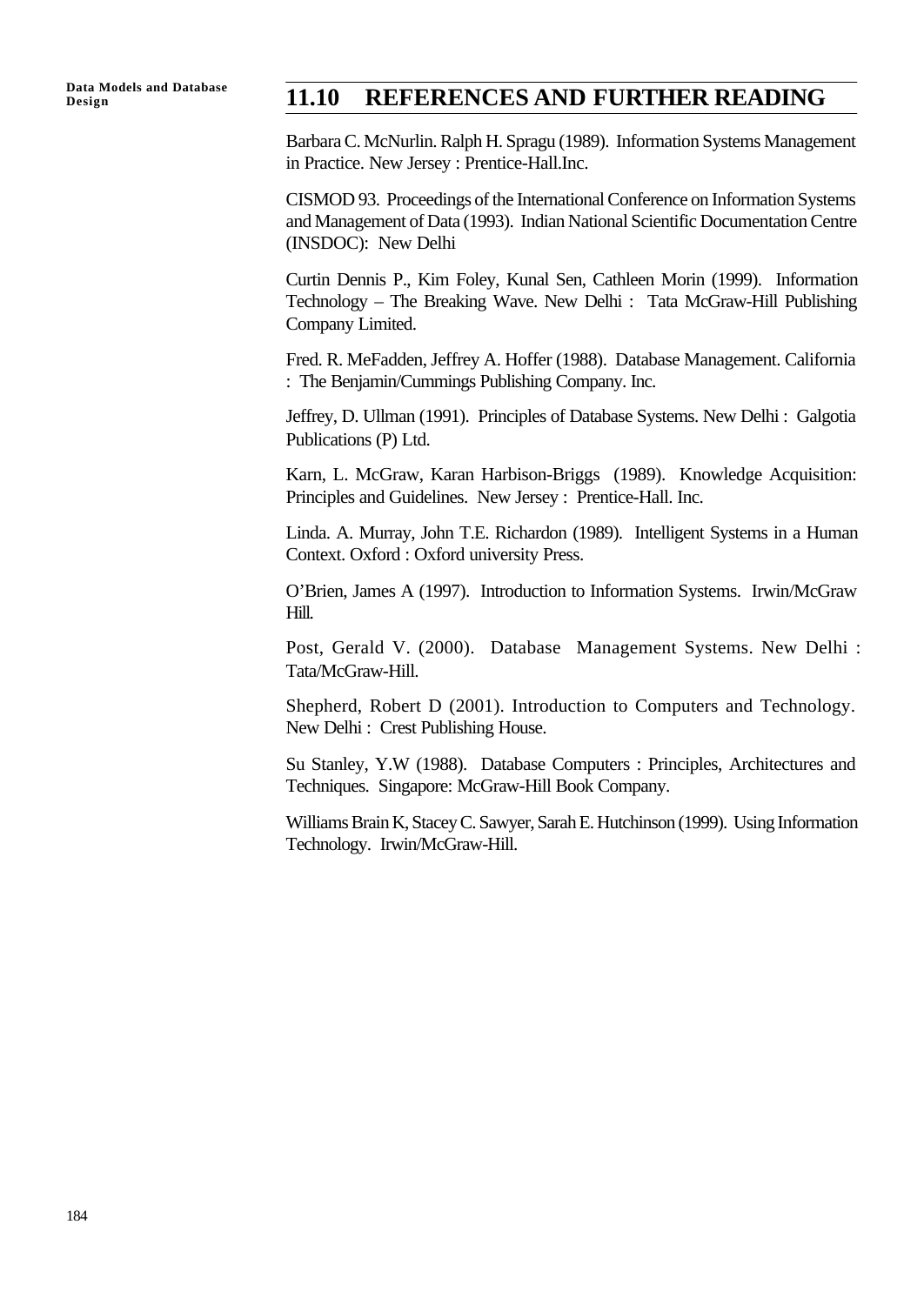## 11.10 REFERENCES AND FURTHER READING

Barbara C. McNurlin. Ralph H. Spragu (1989). Information Systems Management in Practice. New Jersey : Prentice-Hall.Inc.

CISMOD 93. Proceedings of the International Conference on Information Systems and Management of Data (1993). Indian National Scientific Documentation Centre (INSDOC): New Delhi

Curtin Dennis P., Kim Foley, Kunal Sen, Cathleen Morin (1999). Information Technology – The Breaking Wave. New Delhi : Tata McGraw-Hill Publishing Company Limited.

Fred. R. MeFadden, Jeffrey A. Hoffer (1988). Database Management. California : The Benjamin/Cummings Publishing Company. Inc.

Jeffrey, D. Ullman (1991). Principles of Database Systems. New Delhi : Galgotia Publications (P) Ltd.

Karn, L. McGraw, Karan Harbison-Briggs (1989). Knowledge Acquisition: Principles and Guidelines. New Jersey : Prentice-Hall. Inc.

Linda. A. Murray, John T.E. Richardon (1989). Intelligent Systems in a Human Context. Oxford : Oxford university Press.

O'Brien, James A (1997). Introduction to Information Systems. Irwin/McGraw Hill.

Post, Gerald V. (2000). Database Management Systems. New Delhi : Tata/McGraw-Hill.

Shepherd, Robert D (2001). Introduction to Computers and Technology. New Delhi : Crest Publishing House.

Su Stanley, Y.W (1988). Database Computers : Principles, Architectures and Techniques. Singapore: McGraw-Hill Book Company.

Williams Brain K, Stacey C. Sawyer, Sarah E. Hutchinson (1999). Using Information Technology. Irwin/McGraw-Hill.